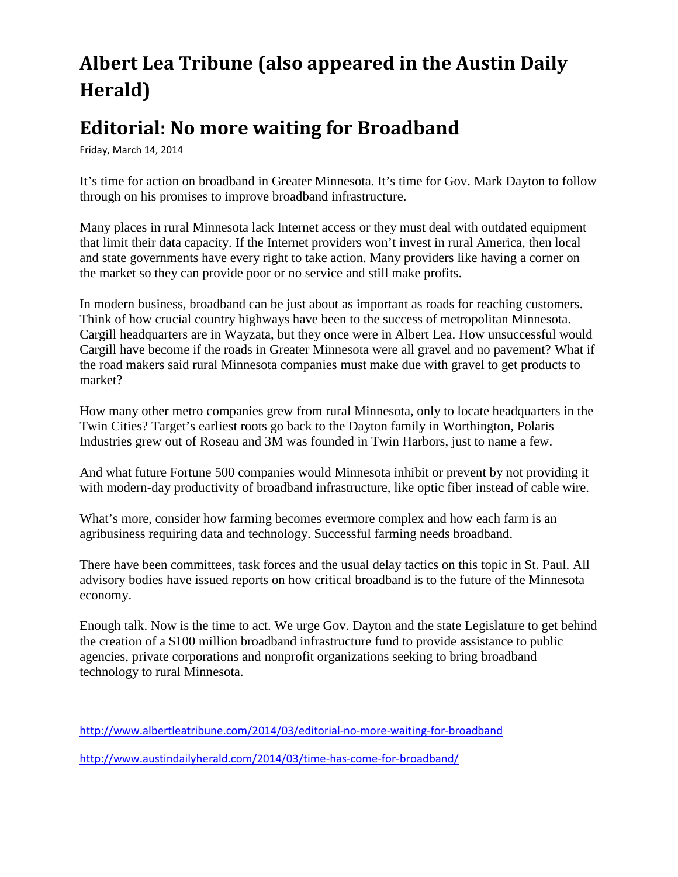# Albert Lea Tribune (also appeared in the Austin Daily Herald)

## Editorial: No more waiting for Broadband

Friday, March 14, 2014

It's time for action on broadband in Greater Minnesota. It's time for Gov. Mark Dayton to follow through on his promises to improve broadband infrastructure.

Many places in rural Minnesota lack Internet access or they must deal with outdated equipment that limit their data capacity. If the Internet providers won't invest in rural America, then local and state governments have every right to take action. Many providers like having a corner on the market so they can provide poor or no service and still make profits.

In modern business, broadband can be just about as important as roads for reaching customers. Think of how crucial country highways have been to the success of metropolitan Minnesota. Cargill headquarters are in Wayzata, but they once were in Albert Lea. How unsuccessful would Cargill have become if the roads in Greater Minnesota were all gravel and no pavement? What if the road makers said rural Minnesota companies must make due with gravel to get products to market?

How many other metro companies grew from rural Minnesota, only to locate headquarters in the Twin Cities? Target's earliest roots go back to the Dayton family in Worthington, Polaris Industries grew out of Roseau and 3M was founded in Twin Harbors, just to name a few.

And what future Fortune 500 companies would Minnesota inhibit or prevent by not providing it with modern-day productivity of broadband infrastructure, like optic fiber instead of cable wire.

What's more, consider how farming becomes evermore complex and how each farm is an agribusiness requiring data and technology. Successful farming needs broadband.

There have been committees, task forces and the usual delay tactics on this topic in St. Paul. All advisory bodies have issued reports on how critical broadband is to the future of the Minnesota economy.

Enough talk. Now is the time to act. We urge Gov. Dayton and the state Legislature to get behind the creation of a $100 million broadband infrastructure fund to provide assistance to public agencies, private corporations and nonprofit organizations seeking to bring broadband technology to rural Minnesota.

http://www.albertleatribune.com/2014/03/editorial-no-more-waiting-for-broadband

http://www.austindailyherald.com/2014/03/time-has-come-for-broadband/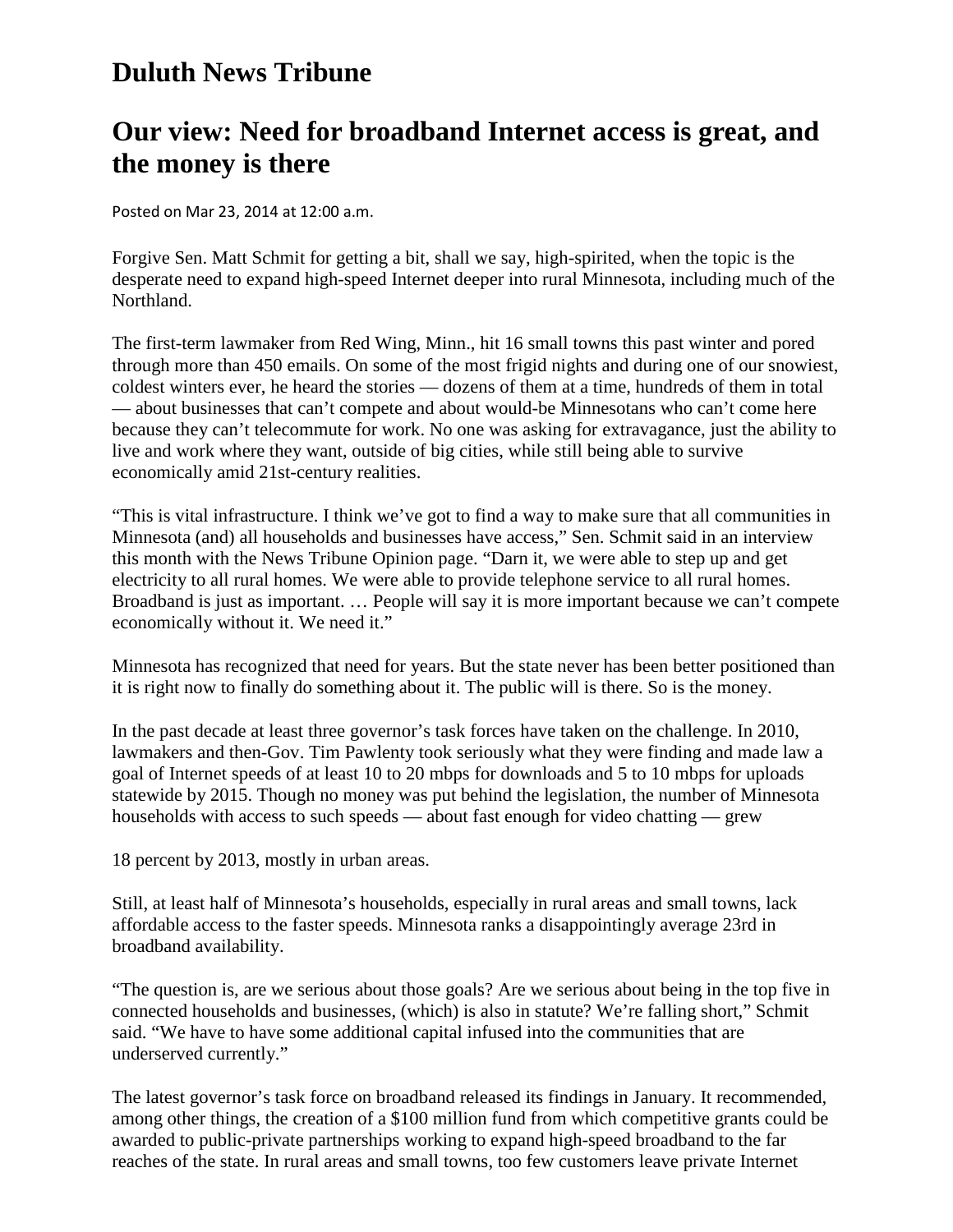# Duluth News Tribune

## Our view: Need for broadband Internet access is great, and the money is there

Posted on Mar 23, 2014 at 12:00 a.m.

Forgive Sen. Matt Schmit for getting a bit, shall we say, high-spirited, when the topic is the desperate need to expand high-speed Internet deeper into rural Minnesota, including much of the Northland.

The first-term lawmaker from Red Wing, Minn., hit 16 small towns this past winter and pored through more than 450 emails. On some of the most frigid nights and during one of our snowiest, coldest winters ever, he heard the stories — dozens of them at a time, hundreds of them in total — about businesses that can't compete and about would-be Minnesotans who can't come here because they can't telecommute for work. No one was asking for extravagance, just the ability to live and work where they want, outside of big cities, while still being able to survive economically amid 21st-century realities.

"This is vital infrastructure. I think we've got to find a way to make sure that all communities in Minnesota (and) all households and businesses have access," Sen. Schmit said in an interview this month with the News Tribune Opinion page. "Darn it, we were able to step up and get electricity to all rural homes. We were able to provide telephone service to all rural homes. Broadband is just as important. … People will say it is more important because we can't compete economically without it. We need it."

Minnesota has recognized that need for years. But the state never has been better positioned than it is right now to finally do something about it. The public will is there. So is the money.

In the past decade at least three governor's task forces have taken on the challenge. In 2010, lawmakers and then-Gov. Tim Pawlenty took seriously what they were finding and made law a goal of Internet speeds of at least 10 to 20 mbps for downloads and 5 to 10 mbps for uploads statewide by 2015. Though no money was put behind the legislation, the number of Minnesota households with access to such speeds — about fast enough for video chatting — grew 18 percent by 2013, mostly in urban areas.

Still, at least half of Minnesota's households, especially in rural areas and small towns, lack affordable access to the faster speeds. Minnesota ranks a disappointingly average 23rd in broadband availability.

"The question is, are we serious about those goals? Are we serious about being in the top five in connected households and businesses, (which) is also in statute? We're falling short," Schmit said. "We have to have some additional capital infused into the communities that are underserved currently."

The latest governor's task force on broadband released its findings in January. It recommended, among other things, the creation of a $100 million fund from which competitive grants could be awarded to public-private partnerships working to expand high-speed broadband to the far reaches of the state. In rural areas and small towns, too few customers leave private Internet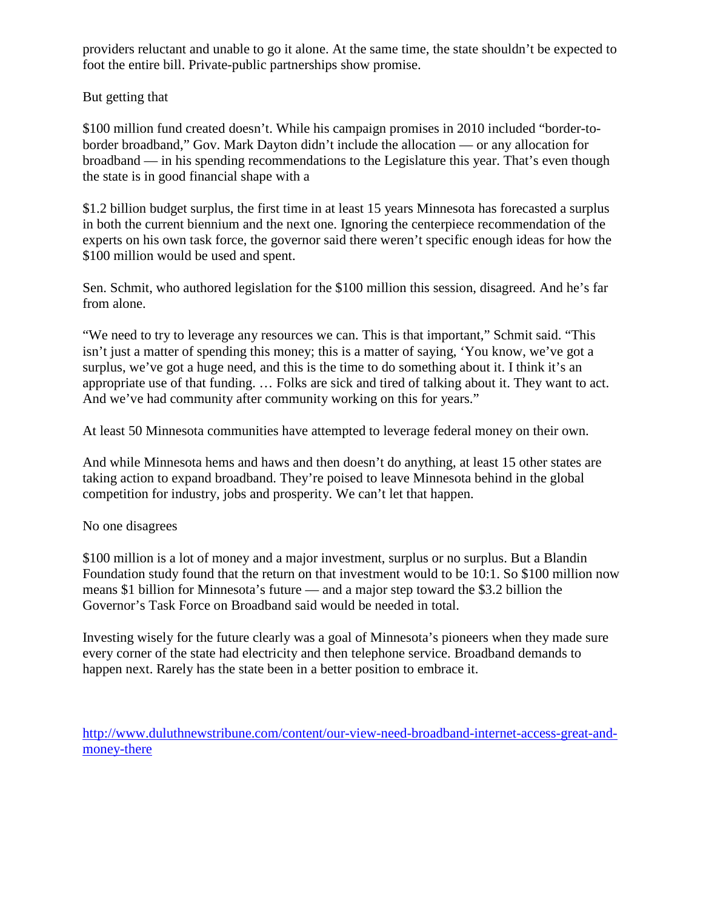providers reluctant and unable to go it alone. At the same time, the state shouldn't be expected to foot the entire bill. Private-public partnerships show promise.

But getting that

$100 million fund created doesn't. While his campaign promises in 2010 included "border-to-border broadband," Gov. Mark Dayton didn't include the allocation — or any allocation for broadband — in his spending recommendations to the Legislature this year. That's even though the state is in good financial shape with a

$1.2 billion budget surplus, the first time in at least 15 years Minnesota has forecasted a surplus in both the current biennium and the next one. Ignoring the centerpiece recommendation of the experts on his own task force, the governor said there weren't specific enough ideas for how the $100 million would be used and spent.

Sen. Schmit, who authored legislation for the $100 million this session, disagreed. And he's far from alone.

"We need to try to leverage any resources we can. This is that important," Schmit said. "This isn't just a matter of spending this money; this is a matter of saying, 'You know, we've got a surplus, we've got a huge need, and this is the time to do something about it. I think it's an appropriate use of that funding. … Folks are sick and tired of talking about it. They want to act. And we've had community after community working on this for years."

At least 50 Minnesota communities have attempted to leverage federal money on their own.

And while Minnesota hems and haws and then doesn't do anything, at least 15 other states are taking action to expand broadband. They're poised to leave Minnesota behind in the global competition for industry, jobs and prosperity. We can't let that happen.

No one disagrees

$100 million is a lot of money and a major investment, surplus or no surplus. But a Blandin Foundation study found that the return on that investment would to be 10:1. So $100 million now means $1 billion for Minnesota's future — and a major step toward the $3.2 billion the Governor's Task Force on Broadband said would be needed in total.

Investing wisely for the future clearly was a goal of Minnesota's pioneers when they made sure every corner of the state had electricity and then telephone service. Broadband demands to happen next. Rarely has the state been in a better position to embrace it.

http://www.duluthnewstribune.com/content/our-view-need-broadband-internet-access-great-and-money-there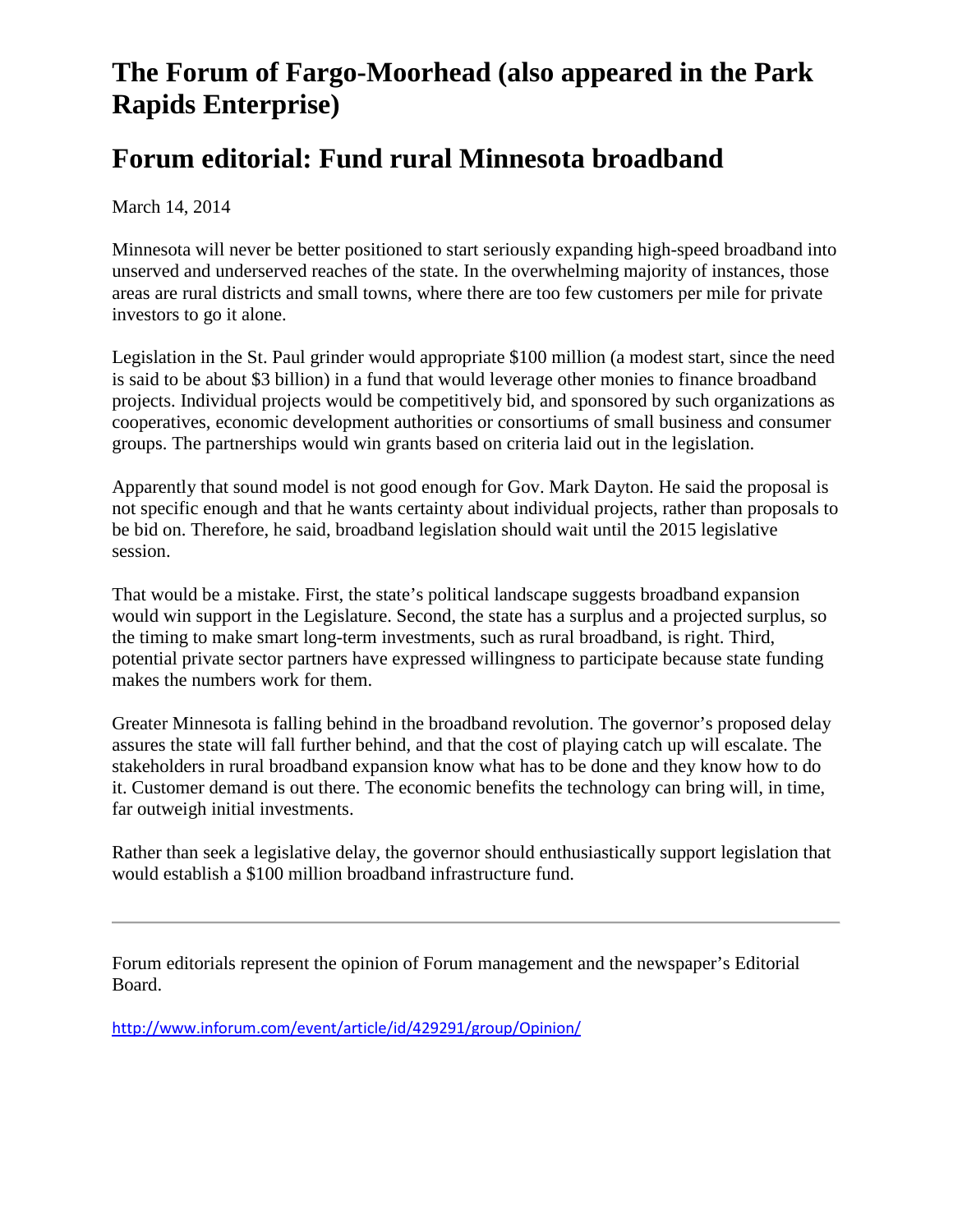# The Forum of Fargo-Moorhead (also appeared in the Park Rapids Enterprise)

# Forum editorial: Fund rural Minnesota broadband

March 14, 2014

Minnesota will never be better positioned to start seriously expanding high-speed broadband into unserved and underserved reaches of the state. In the overwhelming majority of instances, those areas are rural districts and small towns, where there are too few customers per mile for private investors to go it alone.

Legislation in the St. Paul grinder would appropriate $100 million (a modest start, since the need is said to be about $3 billion) in a fund that would leverage other monies to finance broadband projects. Individual projects would be competitively bid, and sponsored by such organizations as cooperatives, economic development authorities or consortiums of small business and consumer groups. The partnerships would win grants based on criteria laid out in the legislation.

Apparently that sound model is not good enough for Gov. Mark Dayton. He said the proposal is not specific enough and that he wants certainty about individual projects, rather than proposals to be bid on. Therefore, he said, broadband legislation should wait until the 2015 legislative session.

That would be a mistake. First, the state's political landscape suggests broadband expansion would win support in the Legislature. Second, the state has a surplus and a projected surplus, so the timing to make smart long-term investments, such as rural broadband, is right. Third, potential private sector partners have expressed willingness to participate because state funding makes the numbers work for them.

Greater Minnesota is falling behind in the broadband revolution. The governor's proposed delay assures the state will fall further behind, and that the cost of playing catch up will escalate. The stakeholders in rural broadband expansion know what has to be done and they know how to do it. Customer demand is out there. The economic benefits the technology can bring will, in time, far outweigh initial investments.

Rather than seek a legislative delay, the governor should enthusiastically support legislation that would establish a $100 million broadband infrastructure fund.

---

Forum editorials represent the opinion of Forum management and the newspaper's Editorial Board.

http://www.inforum.com/event/article/id/429291/group/Opinion/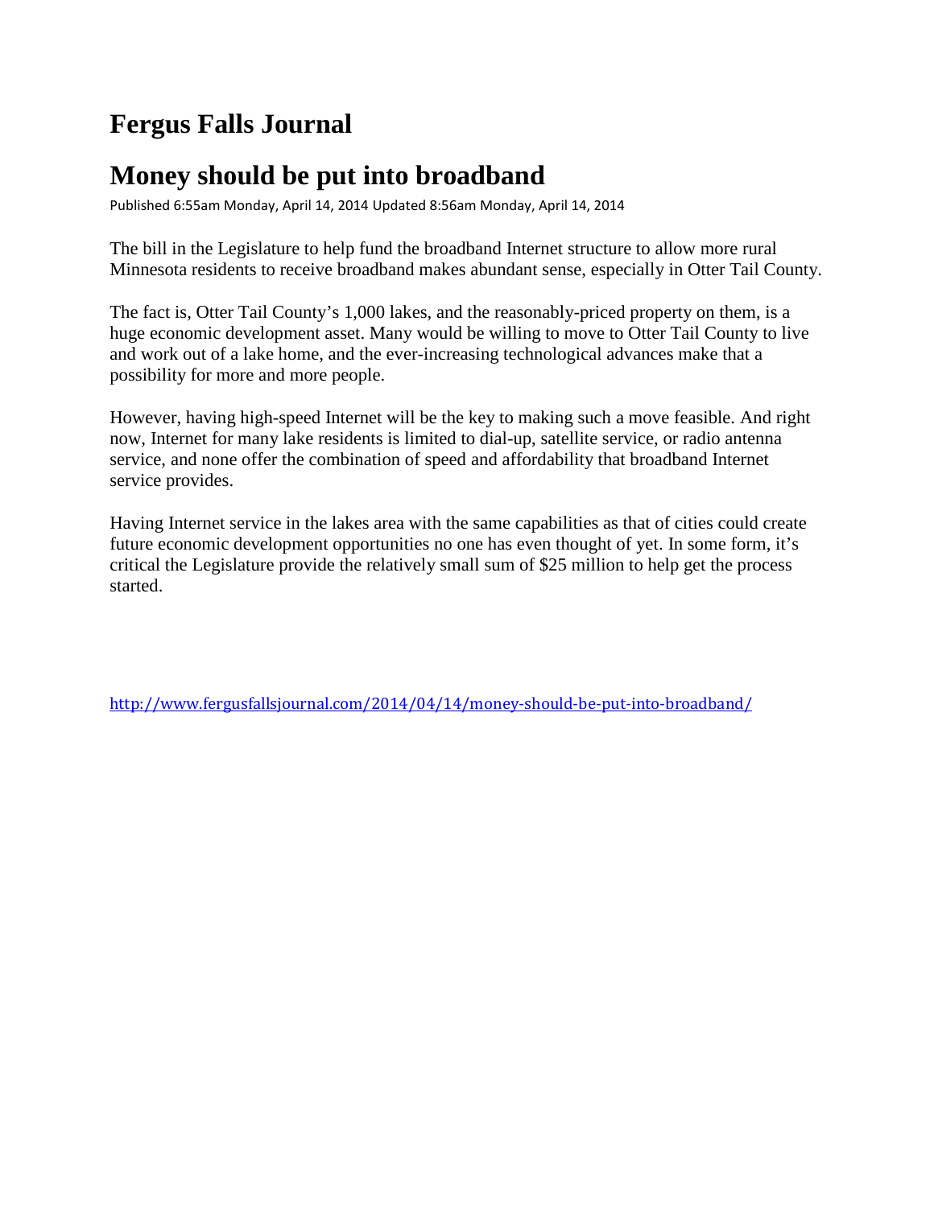# Fergus Falls Journal

## Money should be put into broadband

Published 6:55am Monday, April 14, 2014 Updated 8:56am Monday, April 14, 2014

The bill in the Legislature to help fund the broadband Internet structure to allow more rural Minnesota residents to receive broadband makes abundant sense, especially in Otter Tail County.

The fact is, Otter Tail County's 1,000 lakes, and the reasonably-priced property on them, is a huge economic development asset. Many would be willing to move to Otter Tail County to live and work out of a lake home, and the ever-increasing technological advances make that a possibility for more and more people.

However, having high-speed Internet will be the key to making such a move feasible. And right now, Internet for many lake residents is limited to dial-up, satellite service, or radio antenna service, and none offer the combination of speed and affordability that broadband Internet service provides.

Having Internet service in the lakes area with the same capabilities as that of cities could create future economic development opportunities no one has even thought of yet. In some form, it's critical the Legislature provide the relatively small sum of $25 million to help get the process started.

http://www.fergusfallsjournal.com/2014/04/14/money-should-be-put-into-broadband/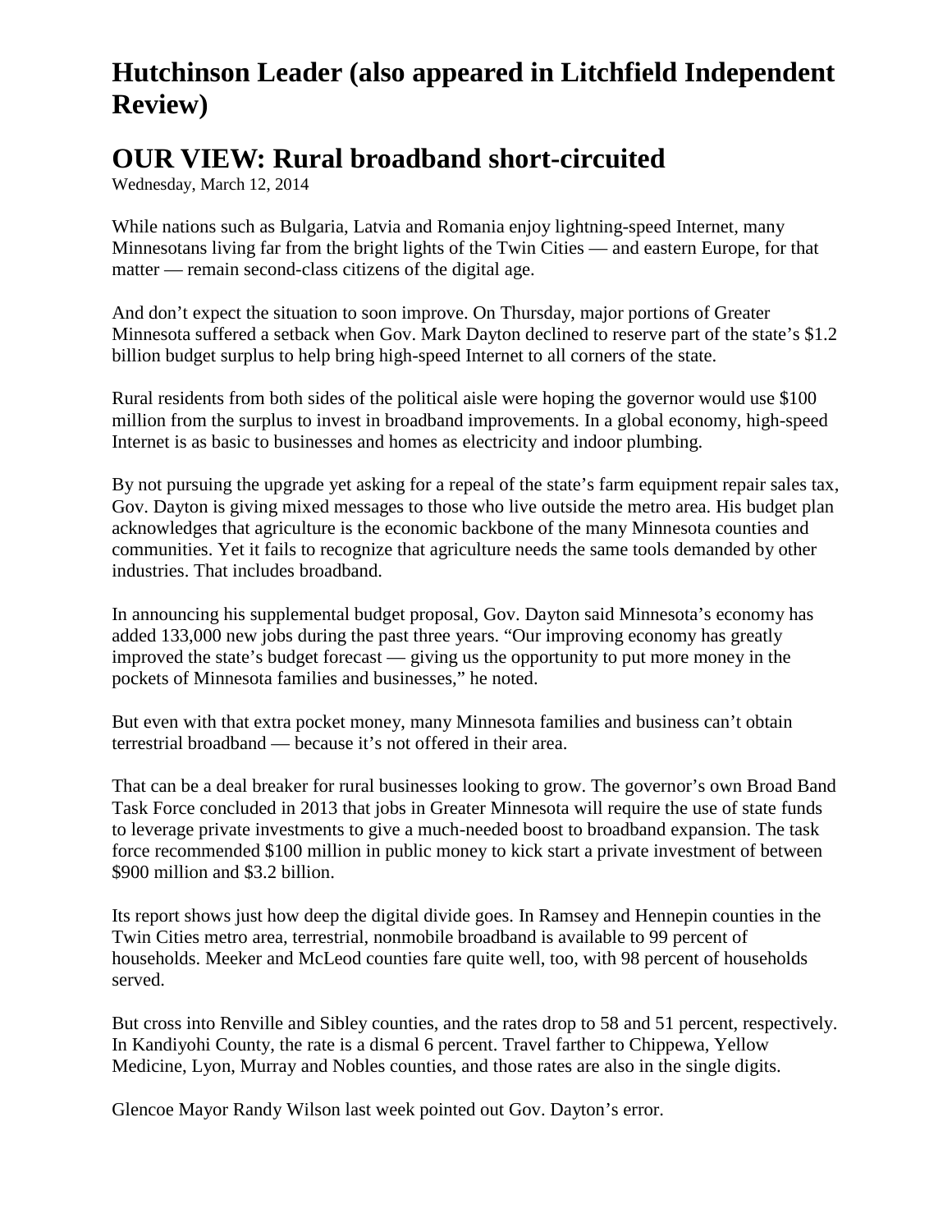# Hutchinson Leader (also appeared in Litchfield Independent Review)

# OUR VIEW: Rural broadband short-circuited

Wednesday, March 12, 2014

While nations such as Bulgaria, Latvia and Romania enjoy lightning-speed Internet, many Minnesotans living far from the bright lights of the Twin Cities — and eastern Europe, for that matter — remain second-class citizens of the digital age.

And don't expect the situation to soon improve. On Thursday, major portions of Greater Minnesota suffered a setback when Gov. Mark Dayton declined to reserve part of the state's $1.2 billion budget surplus to help bring high-speed Internet to all corners of the state.

Rural residents from both sides of the political aisle were hoping the governor would use $100 million from the surplus to invest in broadband improvements. In a global economy, high-speed Internet is as basic to businesses and homes as electricity and indoor plumbing.

By not pursuing the upgrade yet asking for a repeal of the state's farm equipment repair sales tax, Gov. Dayton is giving mixed messages to those who live outside the metro area. His budget plan acknowledges that agriculture is the economic backbone of the many Minnesota counties and communities. Yet it fails to recognize that agriculture needs the same tools demanded by other industries. That includes broadband.

In announcing his supplemental budget proposal, Gov. Dayton said Minnesota's economy has added 133,000 new jobs during the past three years. "Our improving economy has greatly improved the state's budget forecast — giving us the opportunity to put more money in the pockets of Minnesota families and businesses," he noted.

But even with that extra pocket money, many Minnesota families and business can't obtain terrestrial broadband — because it's not offered in their area.

That can be a deal breaker for rural businesses looking to grow. The governor's own Broad Band Task Force concluded in 2013 that jobs in Greater Minnesota will require the use of state funds to leverage private investments to give a much-needed boost to broadband expansion. The task force recommended $100 million in public money to kick start a private investment of between $900 million and $3.2 billion.

Its report shows just how deep the digital divide goes. In Ramsey and Hennepin counties in the Twin Cities metro area, terrestrial, nonmobile broadband is available to 99 percent of households. Meeker and McLeod counties fare quite well, too, with 98 percent of households served.

But cross into Renville and Sibley counties, and the rates drop to 58 and 51 percent, respectively. In Kandiyohi County, the rate is a dismal 6 percent. Travel farther to Chippewa, Yellow Medicine, Lyon, Murray and Nobles counties, and those rates are also in the single digits.

Glencoe Mayor Randy Wilson last week pointed out Gov. Dayton's error.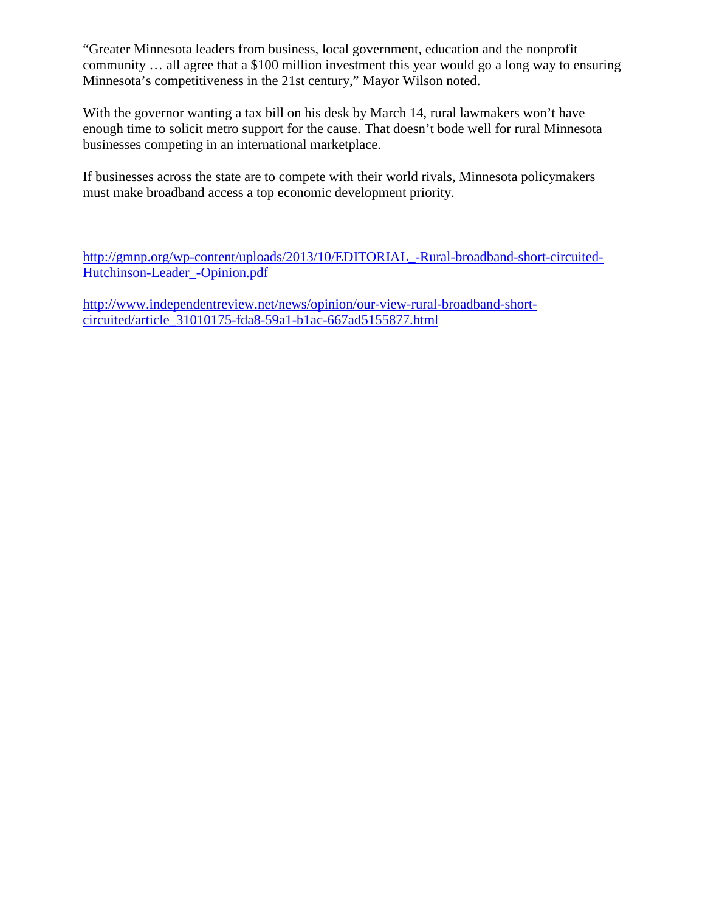“Greater Minnesota leaders from business, local government, education and the nonprofit community … all agree that a $100 million investment this year would go a long way to ensuring Minnesota’s competitiveness in the 21st century,” Mayor Wilson noted.

With the governor wanting a tax bill on his desk by March 14, rural lawmakers won’t have enough time to solicit metro support for the cause. That doesn’t bode well for rural Minnesota businesses competing in an international marketplace.

If businesses across the state are to compete with their world rivals, Minnesota policymakers must make broadband access a top economic development priority.

http://gmnp.org/wp-content/uploads/2013/10/EDITORIAL_-Rural-broadband-short-circuited-Hutchinson-Leader_-Opinion.pdf

http://www.independentreview.net/news/opinion/our-view-rural-broadband-short-circuited/article_31010175-fda8-59a1-b1ac-667ad5155877.html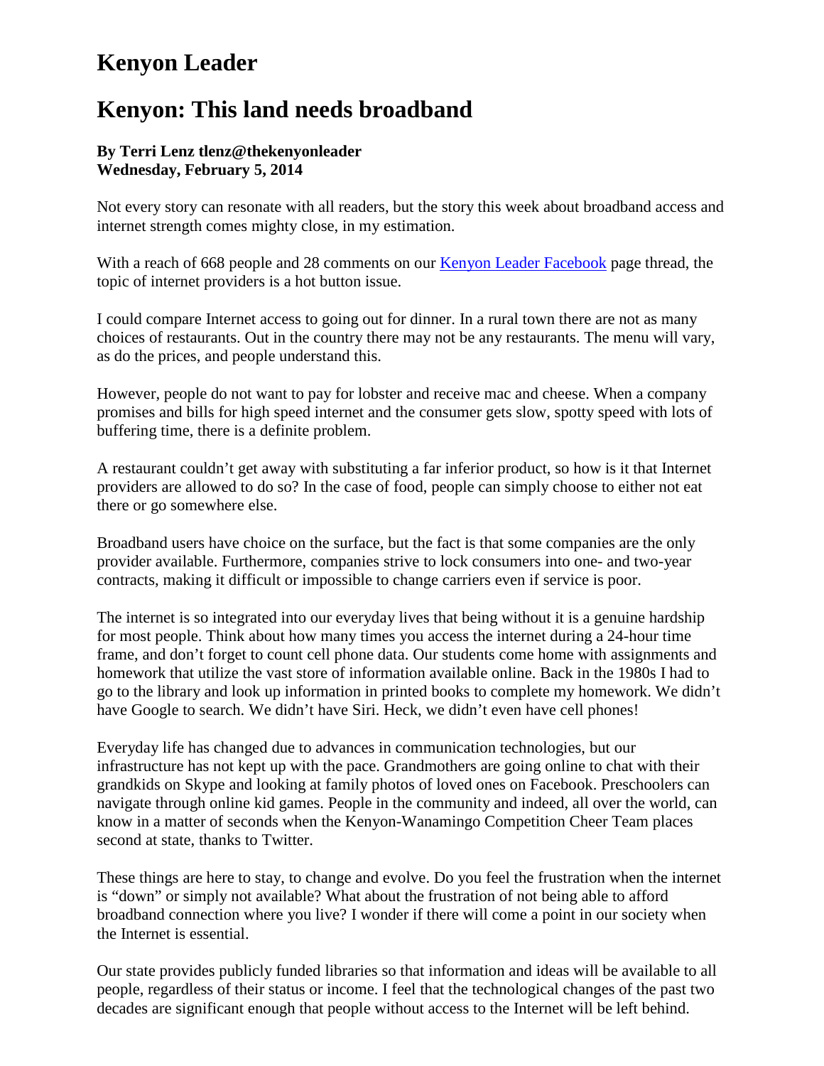# Kenyon Leader

# Kenyon: This land needs broadband

**By Terri Lenz tlenz@thekenyonleader**
**Wednesday, February 5, 2014**

Not every story can resonate with all readers, but the story this week about broadband access and internet strength comes mighty close, in my estimation.

With a reach of 668 people and 28 comments on our Kenyon Leader Facebook page thread, the topic of internet providers is a hot button issue.

I could compare Internet access to going out for dinner. In a rural town there are not as many choices of restaurants. Out in the country there may not be any restaurants. The menu will vary, as do the prices, and people understand this.

However, people do not want to pay for lobster and receive mac and cheese. When a company promises and bills for high speed internet and the consumer gets slow, spotty speed with lots of buffering time, there is a definite problem.

A restaurant couldn't get away with substituting a far inferior product, so how is it that Internet providers are allowed to do so? In the case of food, people can simply choose to either not eat there or go somewhere else.

Broadband users have choice on the surface, but the fact is that some companies are the only provider available. Furthermore, companies strive to lock consumers into one- and two-year contracts, making it difficult or impossible to change carriers even if service is poor.

The internet is so integrated into our everyday lives that being without it is a genuine hardship for most people. Think about how many times you access the internet during a 24-hour time frame, and don't forget to count cell phone data. Our students come home with assignments and homework that utilize the vast store of information available online. Back in the 1980s I had to go to the library and look up information in printed books to complete my homework. We didn't have Google to search. We didn't have Siri. Heck, we didn't even have cell phones!

Everyday life has changed due to advances in communication technologies, but our infrastructure has not kept up with the pace. Grandmothers are going online to chat with their grandkids on Skype and looking at family photos of loved ones on Facebook. Preschoolers can navigate through online kid games. People in the community and indeed, all over the world, can know in a matter of seconds when the Kenyon-Wanamingo Competition Cheer Team places second at state, thanks to Twitter.

These things are here to stay, to change and evolve. Do you feel the frustration when the internet is "down" or simply not available? What about the frustration of not being able to afford broadband connection where you live? I wonder if there will come a point in our society when the Internet is essential.

Our state provides publicly funded libraries so that information and ideas will be available to all people, regardless of their status or income. I feel that the technological changes of the past two decades are significant enough that people without access to the Internet will be left behind.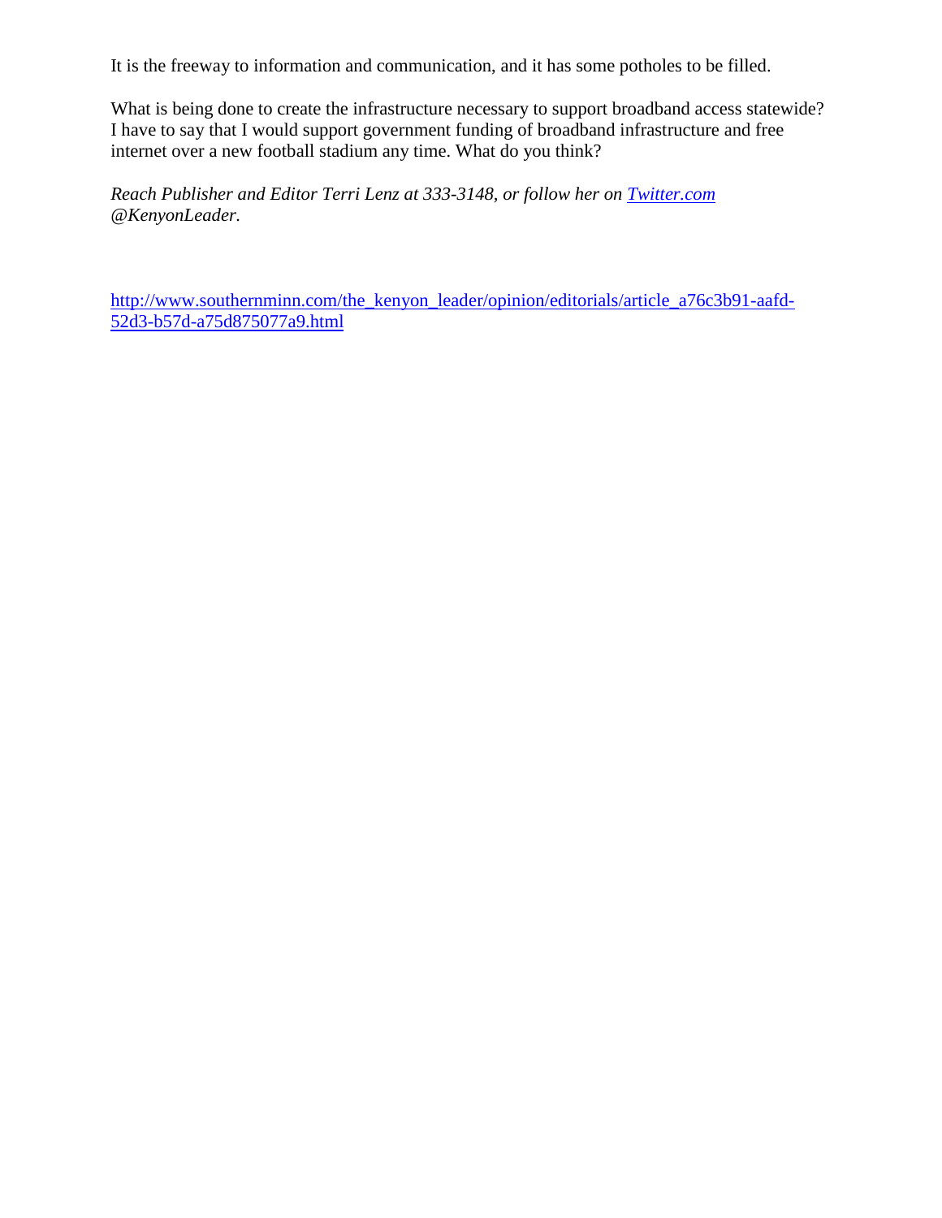It is the freeway to information and communication, and it has some potholes to be filled.

What is being done to create the infrastructure necessary to support broadband access statewide? I have to say that I would support government funding of broadband infrastructure and free internet over a new football stadium any time. What do you think?

*Reach Publisher and Editor Terri Lenz at 333-3148, or follow her on [Twitter.com](http://Twitter.com) @KenyonLeader.*

[http://www.southernminn.com/the_kenyon_leader/opinion/editorials/article_a76c3b91-aafd-52d3-b57d-a75d875077a9.html](http://www.southernminn.com/the_kenyon_leader/opinion/editorials/article_a76c3b91-aafd-52d3-b57d-a75d875077a9.html)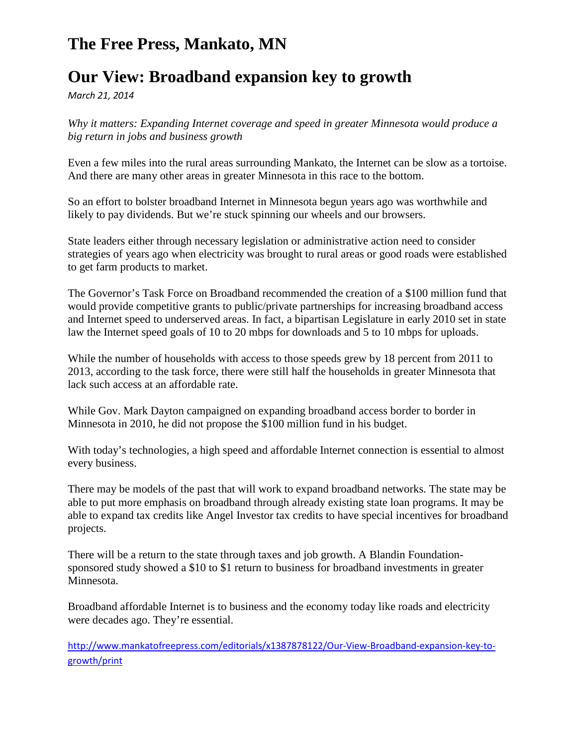# The Free Press, Mankato, MN

# Our View: Broadband expansion key to growth

*March 21, 2014*

*Why it matters: Expanding Internet coverage and speed in greater Minnesota would produce a big return in jobs and business growth*

Even a few miles into the rural areas surrounding Mankato, the Internet can be slow as a tortoise. And there are many other areas in greater Minnesota in this race to the bottom.

So an effort to bolster broadband Internet in Minnesota begun years ago was worthwhile and likely to pay dividends. But we're stuck spinning our wheels and our browsers.

State leaders either through necessary legislation or administrative action need to consider strategies of years ago when electricity was brought to rural areas or good roads were established to get farm products to market.

The Governor's Task Force on Broadband recommended the creation of a $100 million fund that would provide competitive grants to public/private partnerships for increasing broadband access and Internet speed to underserved areas. In fact, a bipartisan Legislature in early 2010 set in state law the Internet speed goals of 10 to 20 mbps for downloads and 5 to 10 mbps for uploads.

While the number of households with access to those speeds grew by 18 percent from 2011 to 2013, according to the task force, there were still half the households in greater Minnesota that lack such access at an affordable rate.

While Gov. Mark Dayton campaigned on expanding broadband access border to border in Minnesota in 2010, he did not propose the $100 million fund in his budget.

With today's technologies, a high speed and affordable Internet connection is essential to almost every business.

There may be models of the past that will work to expand broadband networks. The state may be able to put more emphasis on broadband through already existing state loan programs. It may be able to expand tax credits like Angel Investor tax credits to have special incentives for broadband projects.

There will be a return to the state through taxes and job growth. A Blandin Foundation-sponsored study showed a $10 to $1 return to business for broadband investments in greater Minnesota.

Broadband affordable Internet is to business and the economy today like roads and electricity were decades ago. They're essential.

http://www.mankatofreepress.com/editorials/x1387878122/Our-View-Broadband-expansion-key-to-growth/print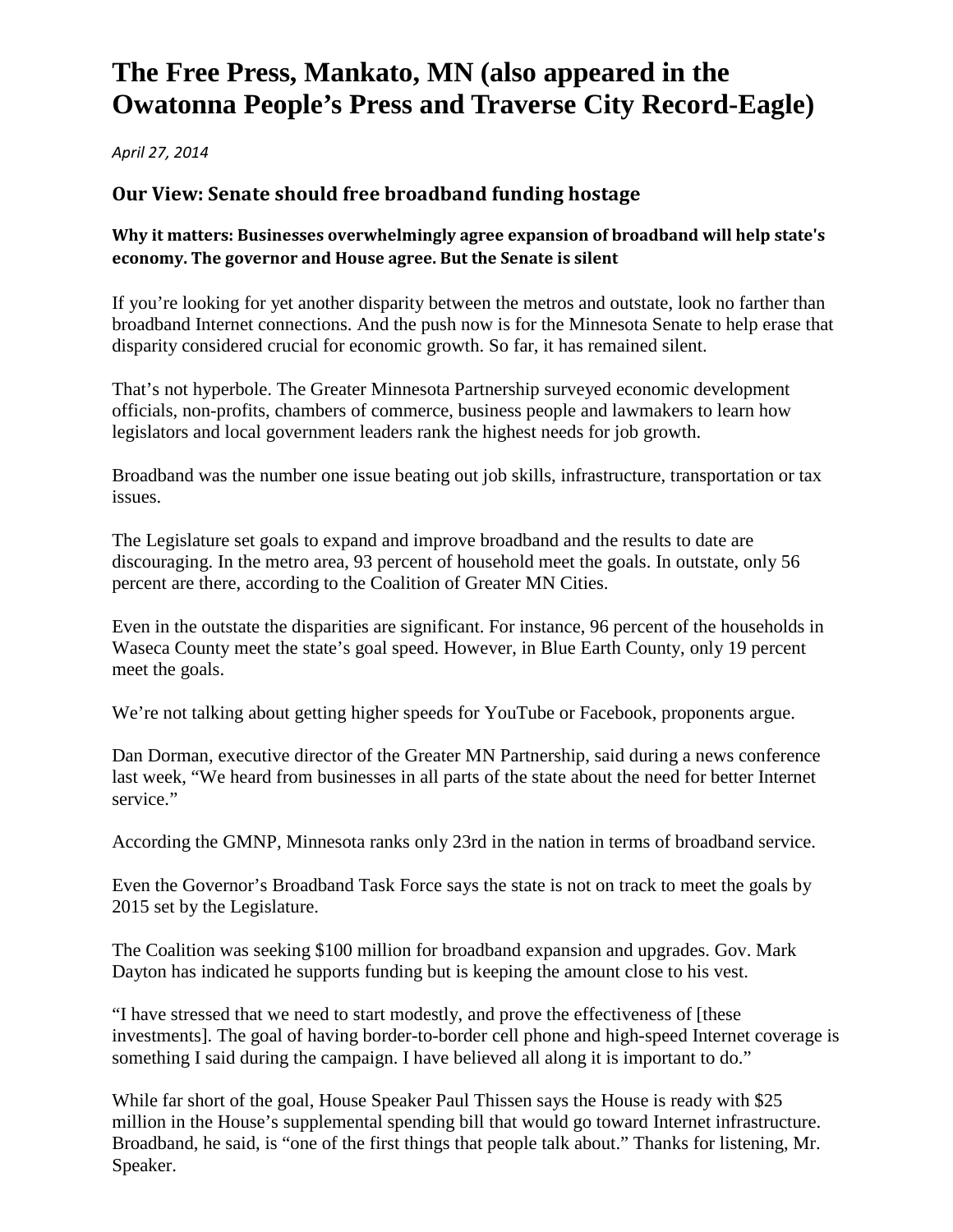# The Free Press, Mankato, MN (also appeared in the Owatonna People's Press and Traverse City Record-Eagle)

*April 27, 2014*

## Our View: Senate should free broadband funding hostage

**Why it matters: Businesses overwhelmingly agree expansion of broadband will help state's economy. The governor and House agree. But the Senate is silent**

If you're looking for yet another disparity between the metros and outstate, look no farther than broadband Internet connections. And the push now is for the Minnesota Senate to help erase that disparity considered crucial for economic growth. So far, it has remained silent.

That's not hyperbole. The Greater Minnesota Partnership surveyed economic development officials, non-profits, chambers of commerce, business people and lawmakers to learn how legislators and local government leaders rank the highest needs for job growth.

Broadband was the number one issue beating out job skills, infrastructure, transportation or tax issues.

The Legislature set goals to expand and improve broadband and the results to date are discouraging. In the metro area, 93 percent of household meet the goals. In outstate, only 56 percent are there, according to the Coalition of Greater MN Cities.

Even in the outstate the disparities are significant. For instance, 96 percent of the households in Waseca County meet the state's goal speed. However, in Blue Earth County, only 19 percent meet the goals.

We're not talking about getting higher speeds for YouTube or Facebook, proponents argue.

Dan Dorman, executive director of the Greater MN Partnership, said during a news conference last week, "We heard from businesses in all parts of the state about the need for better Internet service."

According the GMNP, Minnesota ranks only 23rd in the nation in terms of broadband service.

Even the Governor's Broadband Task Force says the state is not on track to meet the goals by 2015 set by the Legislature.

The Coalition was seeking $100 million for broadband expansion and upgrades. Gov. Mark Dayton has indicated he supports funding but is keeping the amount close to his vest.

"I have stressed that we need to start modestly, and prove the effectiveness of [these investments]. The goal of having border-to-border cell phone and high-speed Internet coverage is something I said during the campaign. I have believed all along it is important to do."

While far short of the goal, House Speaker Paul Thissen says the House is ready with $25 million in the House's supplemental spending bill that would go toward Internet infrastructure. Broadband, he said, is "one of the first things that people talk about." Thanks for listening, Mr. Speaker.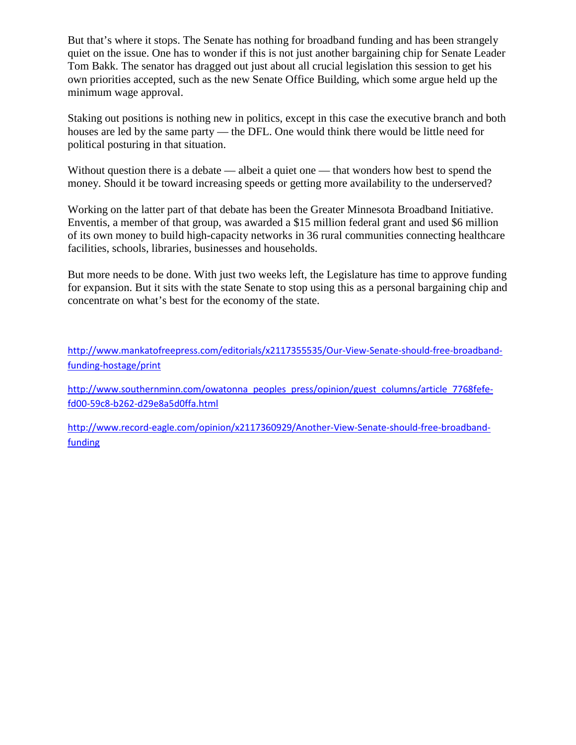But that's where it stops. The Senate has nothing for broadband funding and has been strangely quiet on the issue. One has to wonder if this is not just another bargaining chip for Senate Leader Tom Bakk. The senator has dragged out just about all crucial legislation this session to get his own priorities accepted, such as the new Senate Office Building, which some argue held up the minimum wage approval.

Staking out positions is nothing new in politics, except in this case the executive branch and both houses are led by the same party — the DFL. One would think there would be little need for political posturing in that situation.

Without question there is a debate — albeit a quiet one — that wonders how best to spend the money. Should it be toward increasing speeds or getting more availability to the underserved?

Working on the latter part of that debate has been the Greater Minnesota Broadband Initiative. Enventis, a member of that group, was awarded a $15 million federal grant and used $6 million of its own money to build high-capacity networks in 36 rural communities connecting healthcare facilities, schools, libraries, businesses and households.

But more needs to be done. With just two weeks left, the Legislature has time to approve funding for expansion. But it sits with the state Senate to stop using this as a personal bargaining chip and concentrate on what's best for the economy of the state.

http://www.mankatofreepress.com/editorials/x2117355535/Our-View-Senate-should-free-broadband-funding-hostage/print

http://www.southernminn.com/owatonna_peoples_press/opinion/guest_columns/article_7768fefe-fd00-59c8-b262-d29e8a5d0ffa.html

http://www.record-eagle.com/opinion/x2117360929/Another-View-Senate-should-free-broadband-funding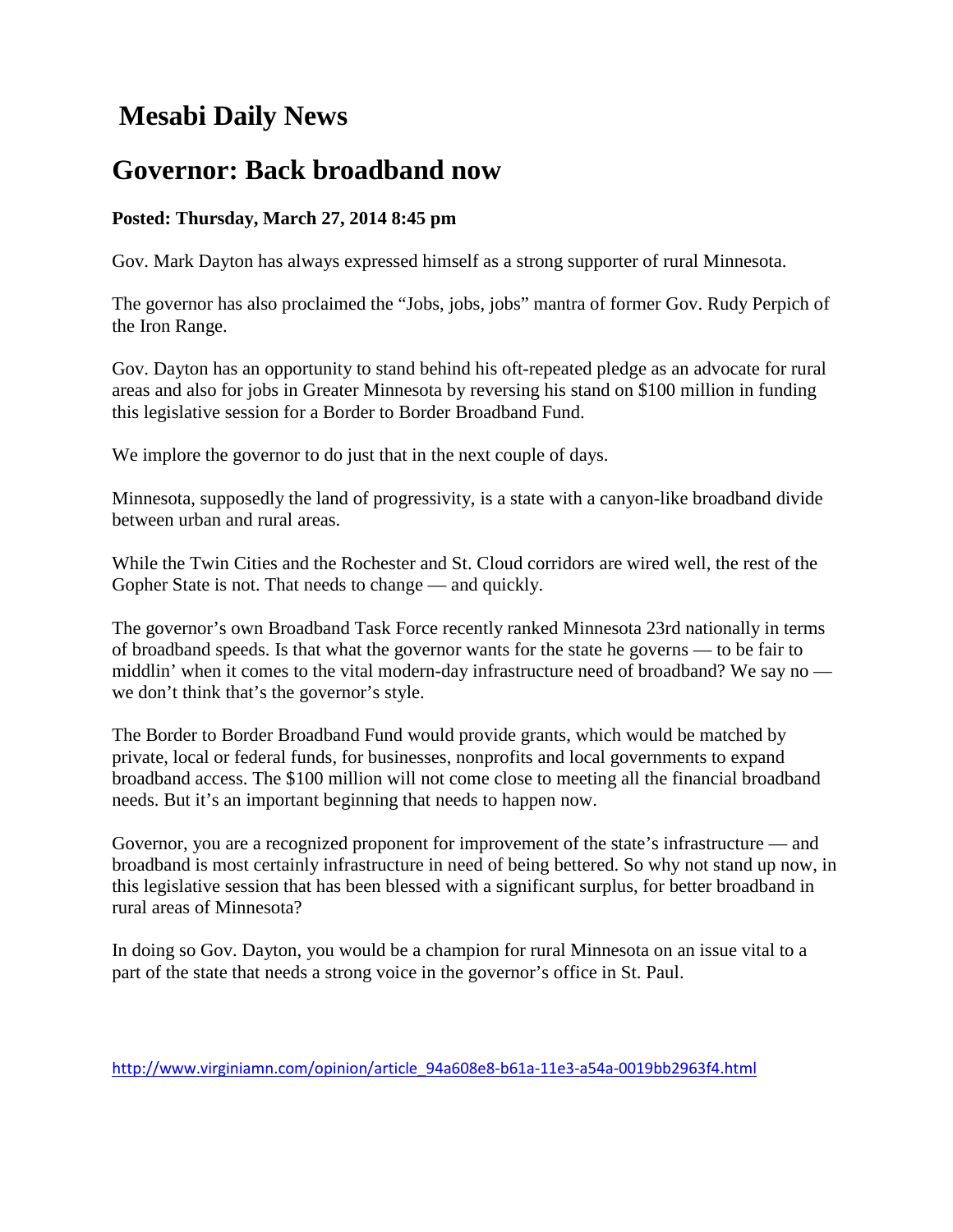# Mesabi Daily News

## Governor: Back broadband now

**Posted: Thursday, March 27, 2014 8:45 pm**

Gov. Mark Dayton has always expressed himself as a strong supporter of rural Minnesota.

The governor has also proclaimed the "Jobs, jobs, jobs" mantra of former Gov. Rudy Perpich of the Iron Range.

Gov. Dayton has an opportunity to stand behind his oft-repeated pledge as an advocate for rural areas and also for jobs in Greater Minnesota by reversing his stand on $100 million in funding this legislative session for a Border to Border Broadband Fund.

We implore the governor to do just that in the next couple of days.

Minnesota, supposedly the land of progressivity, is a state with a canyon-like broadband divide between urban and rural areas.

While the Twin Cities and the Rochester and St. Cloud corridors are wired well, the rest of the Gopher State is not. That needs to change — and quickly.

The governor's own Broadband Task Force recently ranked Minnesota 23rd nationally in terms of broadband speeds. Is that what the governor wants for the state he governs — to be fair to middlin' when it comes to the vital modern-day infrastructure need of broadband? We say no — we don't think that's the governor's style.

The Border to Border Broadband Fund would provide grants, which would be matched by private, local or federal funds, for businesses, nonprofits and local governments to expand broadband access. The $100 million will not come close to meeting all the financial broadband needs. But it's an important beginning that needs to happen now.

Governor, you are a recognized proponent for improvement of the state's infrastructure — and broadband is most certainly infrastructure in need of being bettered. So why not stand up now, in this legislative session that has been blessed with a significant surplus, for better broadband in rural areas of Minnesota?

In doing so Gov. Dayton, you would be a champion for rural Minnesota on an issue vital to a part of the state that needs a strong voice in the governor's office in St. Paul.

http://www.virginiamn.com/opinion/article_94a608e8-b61a-11e3-a54a-0019bb2963f4.html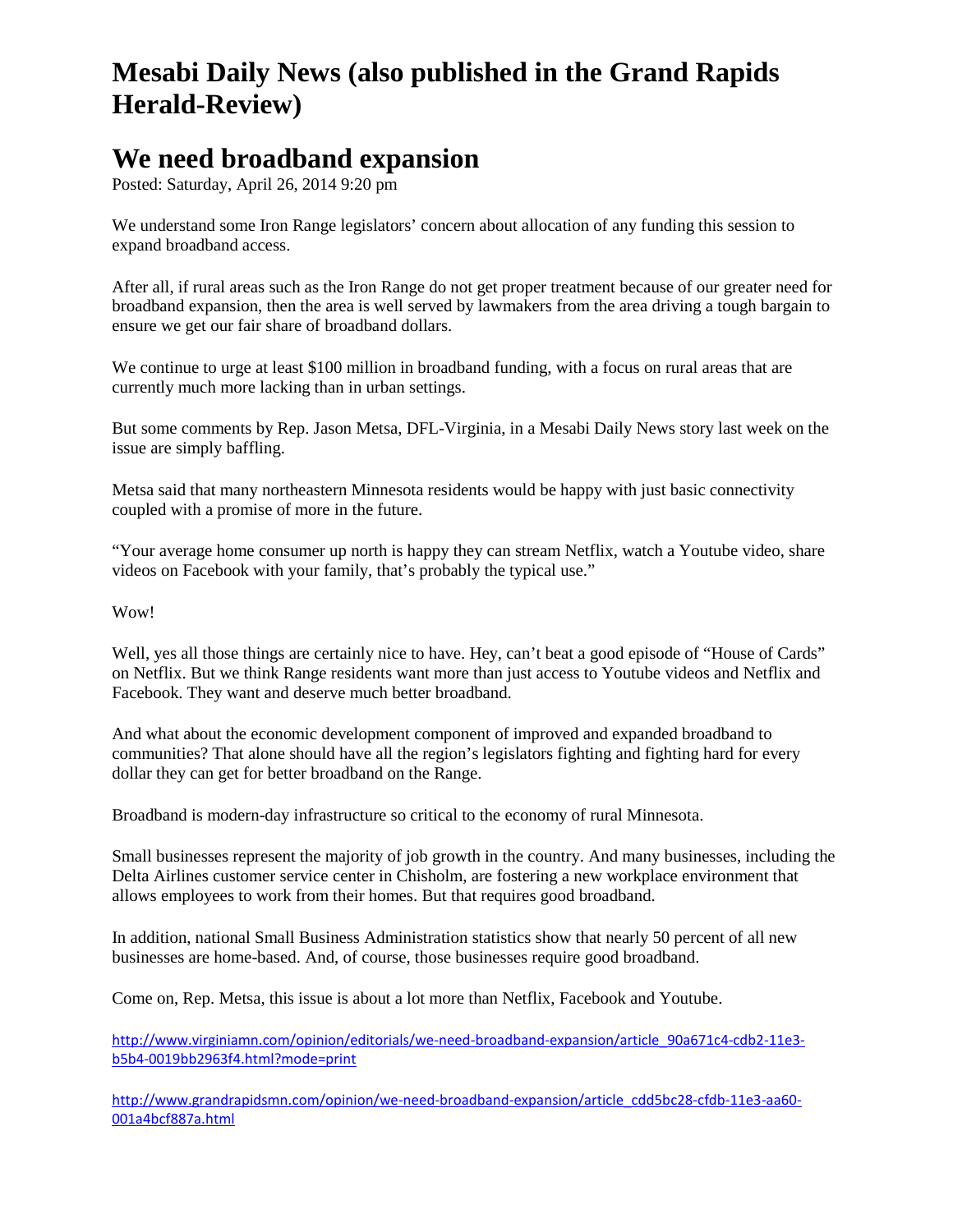# Mesabi Daily News (also published in the Grand Rapids Herald-Review)

# We need broadband expansion

Posted: Saturday, April 26, 2014 9:20 pm

We understand some Iron Range legislators' concern about allocation of any funding this session to expand broadband access.

After all, if rural areas such as the Iron Range do not get proper treatment because of our greater need for broadband expansion, then the area is well served by lawmakers from the area driving a tough bargain to ensure we get our fair share of broadband dollars.

We continue to urge at least $100 million in broadband funding, with a focus on rural areas that are currently much more lacking than in urban settings.

But some comments by Rep. Jason Metsa, DFL-Virginia, in a Mesabi Daily News story last week on the issue are simply baffling.

Metsa said that many northeastern Minnesota residents would be happy with just basic connectivity coupled with a promise of more in the future.

"Your average home consumer up north is happy they can stream Netflix, watch a Youtube video, share videos on Facebook with your family, that's probably the typical use."

Wow!

Well, yes all those things are certainly nice to have. Hey, can't beat a good episode of "House of Cards" on Netflix. But we think Range residents want more than just access to Youtube videos and Netflix and Facebook. They want and deserve much better broadband.

And what about the economic development component of improved and expanded broadband to communities? That alone should have all the region's legislators fighting and fighting hard for every dollar they can get for better broadband on the Range.

Broadband is modern-day infrastructure so critical to the economy of rural Minnesota.

Small businesses represent the majority of job growth in the country. And many businesses, including the Delta Airlines customer service center in Chisholm, are fostering a new workplace environment that allows employees to work from their homes. But that requires good broadband.

In addition, national Small Business Administration statistics show that nearly 50 percent of all new businesses are home-based. And, of course, those businesses require good broadband.

Come on, Rep. Metsa, this issue is about a lot more than Netflix, Facebook and Youtube.

http://www.virginiamn.com/opinion/editorials/we-need-broadband-expansion/article_90a671c4-cdb2-11e3-b5b4-0019bb2963f4.html?mode=print

http://www.grandrapidsmn.com/opinion/we-need-broadband-expansion/article_cdd5bc28-cfdb-11e3-aa60-001a4bcf887a.html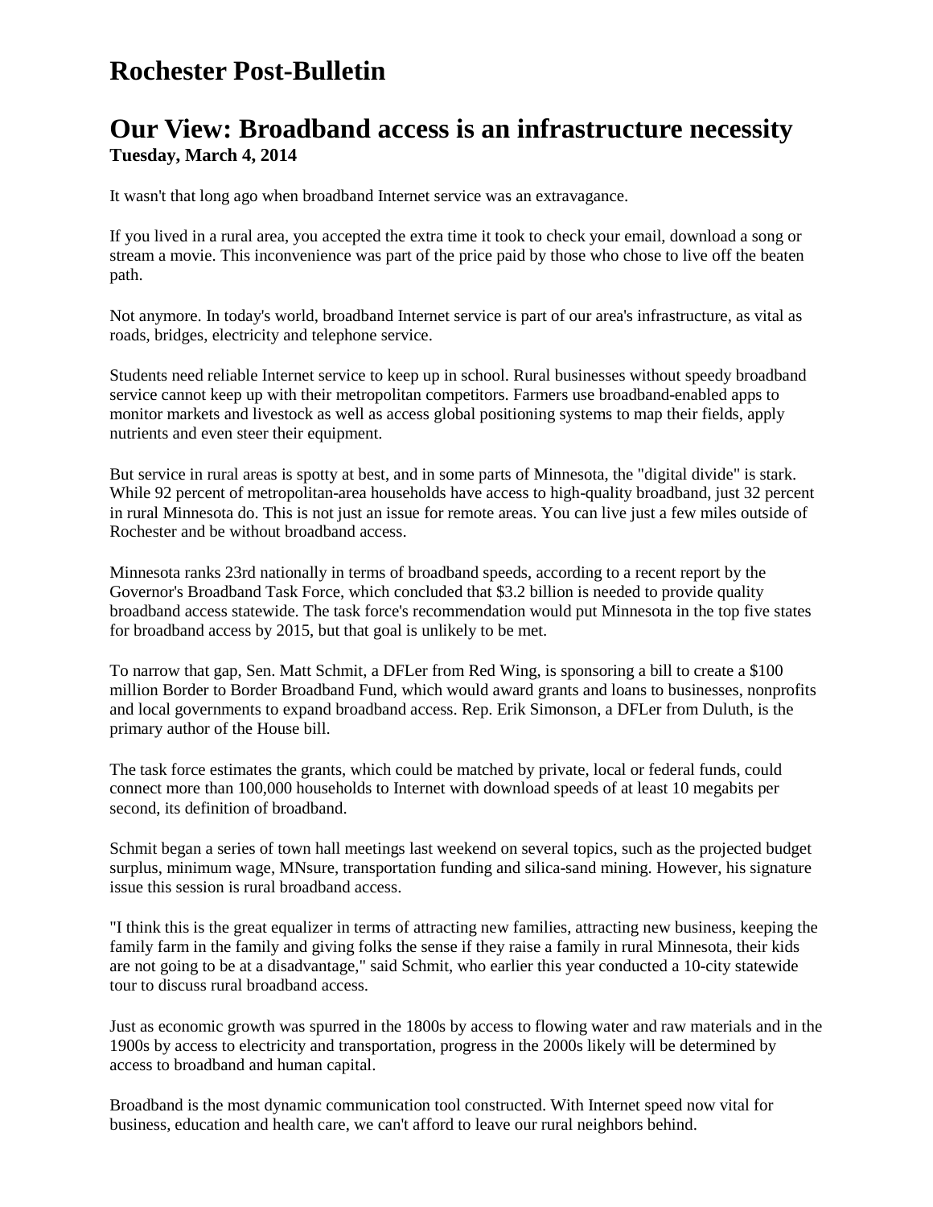# Rochester Post-Bulletin

## Our View: Broadband access is an infrastructure necessity

**Tuesday, March 4, 2014**

It wasn't that long ago when broadband Internet service was an extravagance.

If you lived in a rural area, you accepted the extra time it took to check your email, download a song or stream a movie. This inconvenience was part of the price paid by those who chose to live off the beaten path.

Not anymore. In today's world, broadband Internet service is part of our area's infrastructure, as vital as roads, bridges, electricity and telephone service.

Students need reliable Internet service to keep up in school. Rural businesses without speedy broadband service cannot keep up with their metropolitan competitors. Farmers use broadband-enabled apps to monitor markets and livestock as well as access global positioning systems to map their fields, apply nutrients and even steer their equipment.

But service in rural areas is spotty at best, and in some parts of Minnesota, the "digital divide" is stark. While 92 percent of metropolitan-area households have access to high-quality broadband, just 32 percent in rural Minnesota do. This is not just an issue for remote areas. You can live just a few miles outside of Rochester and be without broadband access.

Minnesota ranks 23rd nationally in terms of broadband speeds, according to a recent report by the Governor's Broadband Task Force, which concluded that $3.2 billion is needed to provide quality broadband access statewide. The task force's recommendation would put Minnesota in the top five states for broadband access by 2015, but that goal is unlikely to be met.

To narrow that gap, Sen. Matt Schmit, a DFLer from Red Wing, is sponsoring a bill to create a $100 million Border to Border Broadband Fund, which would award grants and loans to businesses, nonprofits and local governments to expand broadband access. Rep. Erik Simonson, a DFLer from Duluth, is the primary author of the House bill.

The task force estimates the grants, which could be matched by private, local or federal funds, could connect more than 100,000 households to Internet with download speeds of at least 10 megabits per second, its definition of broadband.

Schmit began a series of town hall meetings last weekend on several topics, such as the projected budget surplus, minimum wage, MNsure, transportation funding and silica-sand mining. However, his signature issue this session is rural broadband access.

"I think this is the great equalizer in terms of attracting new families, attracting new business, keeping the family farm in the family and giving folks the sense if they raise a family in rural Minnesota, their kids are not going to be at a disadvantage," said Schmit, who earlier this year conducted a 10-city statewide tour to discuss rural broadband access.

Just as economic growth was spurred in the 1800s by access to flowing water and raw materials and in the 1900s by access to electricity and transportation, progress in the 2000s likely will be determined by access to broadband and human capital.

Broadband is the most dynamic communication tool constructed. With Internet speed now vital for business, education and health care, we can't afford to leave our rural neighbors behind.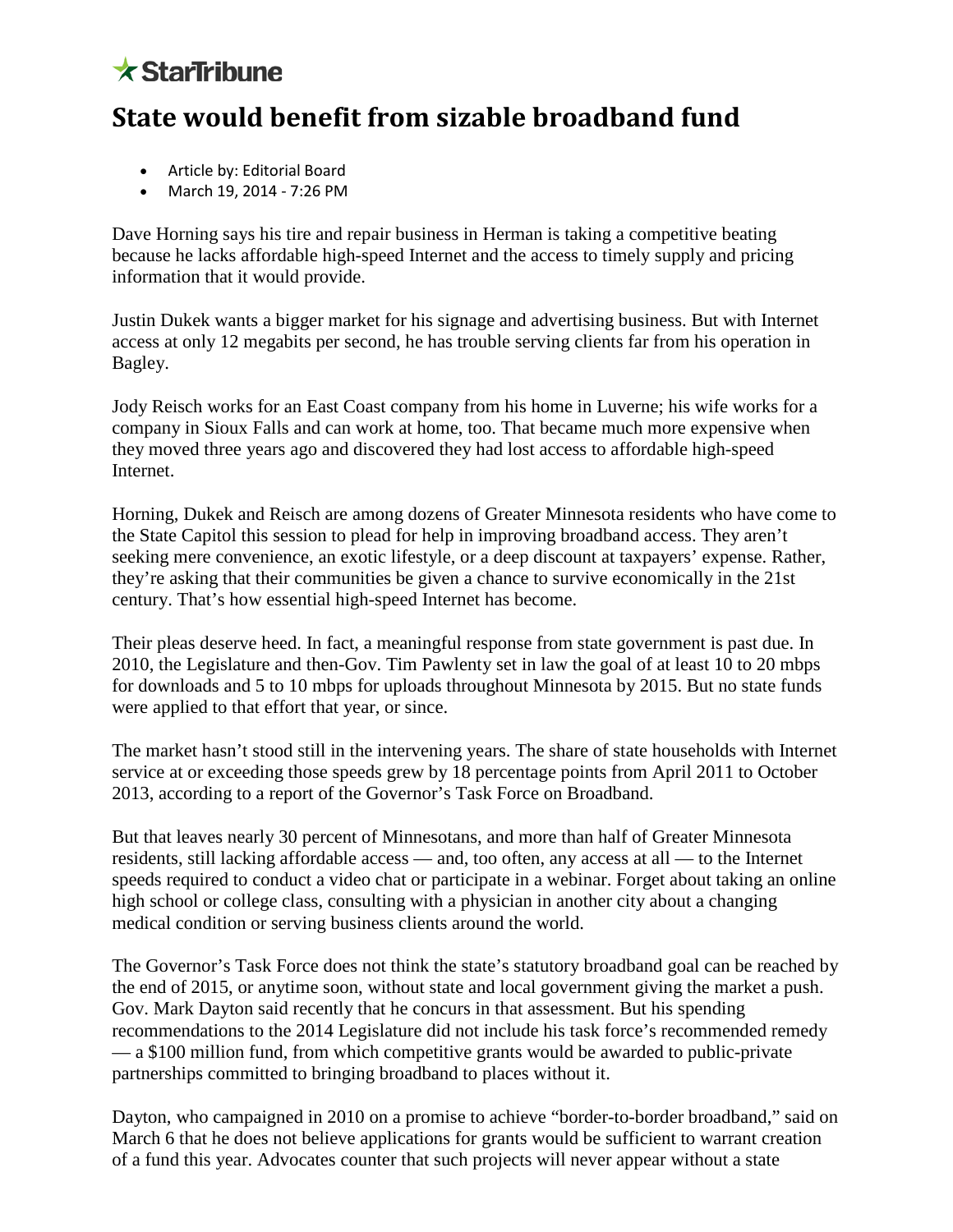★ StarTribune

# State would benefit from sizable broadband fund

- Article by: Editorial Board
- March 19, 2014 - 7:26 PM

Dave Horning says his tire and repair business in Herman is taking a competitive beating because he lacks affordable high-speed Internet and the access to timely supply and pricing information that it would provide.

Justin Dukek wants a bigger market for his signage and advertising business. But with Internet access at only 12 megabits per second, he has trouble serving clients far from his operation in Bagley.

Jody Reisch works for an East Coast company from his home in Luverne; his wife works for a company in Sioux Falls and can work at home, too. That became much more expensive when they moved three years ago and discovered they had lost access to affordable high-speed Internet.

Horning, Dukek and Reisch are among dozens of Greater Minnesota residents who have come to the State Capitol this session to plead for help in improving broadband access. They aren't seeking mere convenience, an exotic lifestyle, or a deep discount at taxpayers' expense. Rather, they're asking that their communities be given a chance to survive economically in the 21st century. That's how essential high-speed Internet has become.

Their pleas deserve heed. In fact, a meaningful response from state government is past due. In 2010, the Legislature and then-Gov. Tim Pawlenty set in law the goal of at least 10 to 20 mbps for downloads and 5 to 10 mbps for uploads throughout Minnesota by 2015. But no state funds were applied to that effort that year, or since.

The market hasn't stood still in the intervening years. The share of state households with Internet service at or exceeding those speeds grew by 18 percentage points from April 2011 to October 2013, according to a report of the Governor's Task Force on Broadband.

But that leaves nearly 30 percent of Minnesotans, and more than half of Greater Minnesota residents, still lacking affordable access — and, too often, any access at all — to the Internet speeds required to conduct a video chat or participate in a webinar. Forget about taking an online high school or college class, consulting with a physician in another city about a changing medical condition or serving business clients around the world.

The Governor's Task Force does not think the state's statutory broadband goal can be reached by the end of 2015, or anytime soon, without state and local government giving the market a push. Gov. Mark Dayton said recently that he concurs in that assessment. But his spending recommendations to the 2014 Legislature did not include his task force's recommended remedy — a $100 million fund, from which competitive grants would be awarded to public-private partnerships committed to bringing broadband to places without it.

Dayton, who campaigned in 2010 on a promise to achieve "border-to-border broadband," said on March 6 that he does not believe applications for grants would be sufficient to warrant creation of a fund this year. Advocates counter that such projects will never appear without a state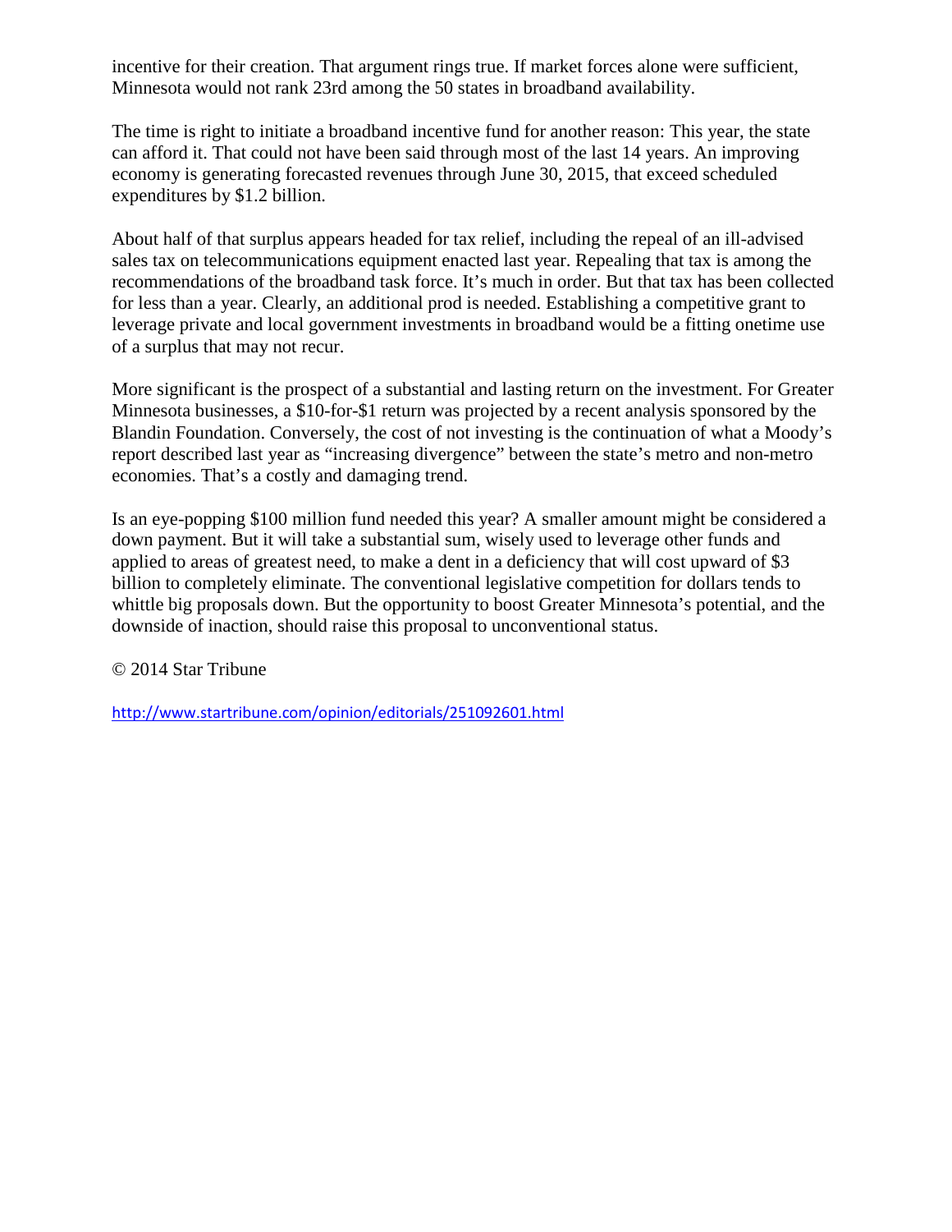incentive for their creation. That argument rings true. If market forces alone were sufficient, Minnesota would not rank 23rd among the 50 states in broadband availability.

The time is right to initiate a broadband incentive fund for another reason: This year, the state can afford it. That could not have been said through most of the last 14 years. An improving economy is generating forecasted revenues through June 30, 2015, that exceed scheduled expenditures by $1.2 billion.

About half of that surplus appears headed for tax relief, including the repeal of an ill-advised sales tax on telecommunications equipment enacted last year. Repealing that tax is among the recommendations of the broadband task force. It's much in order. But that tax has been collected for less than a year. Clearly, an additional prod is needed. Establishing a competitive grant to leverage private and local government investments in broadband would be a fitting onetime use of a surplus that may not recur.

More significant is the prospect of a substantial and lasting return on the investment. For Greater Minnesota businesses, a $10-for-$1 return was projected by a recent analysis sponsored by the Blandin Foundation. Conversely, the cost of not investing is the continuation of what a Moody's report described last year as "increasing divergence" between the state's metro and non-metro economies. That's a costly and damaging trend.

Is an eye-popping $100 million fund needed this year? A smaller amount might be considered a down payment. But it will take a substantial sum, wisely used to leverage other funds and applied to areas of greatest need, to make a dent in a deficiency that will cost upward of $3 billion to completely eliminate. The conventional legislative competition for dollars tends to whittle big proposals down. But the opportunity to boost Greater Minnesota's potential, and the downside of inaction, should raise this proposal to unconventional status.

© 2014 Star Tribune

http://www.startribune.com/opinion/editorials/251092601.html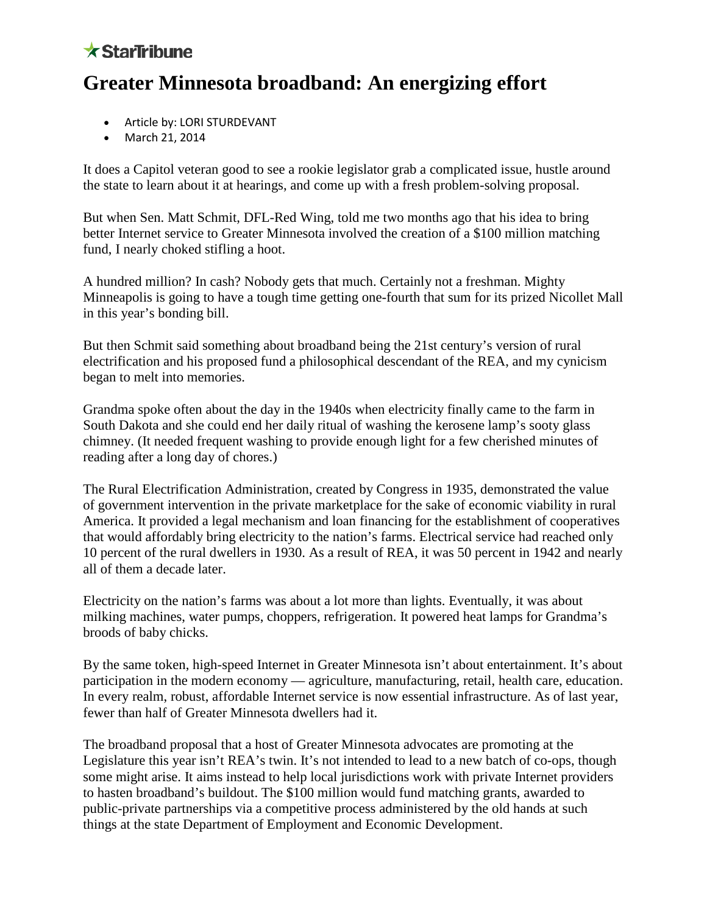StarTribune

# Greater Minnesota broadband: An energizing effort

- Article by: LORI STURDEVANT
- March 21, 2014

It does a Capitol veteran good to see a rookie legislator grab a complicated issue, hustle around the state to learn about it at hearings, and come up with a fresh problem-solving proposal.

But when Sen. Matt Schmit, DFL-Red Wing, told me two months ago that his idea to bring better Internet service to Greater Minnesota involved the creation of a $100 million matching fund, I nearly choked stifling a hoot.

A hundred million? In cash? Nobody gets that much. Certainly not a freshman. Mighty Minneapolis is going to have a tough time getting one-fourth that sum for its prized Nicollet Mall in this year's bonding bill.

But then Schmit said something about broadband being the 21st century's version of rural electrification and his proposed fund a philosophical descendant of the REA, and my cynicism began to melt into memories.

Grandma spoke often about the day in the 1940s when electricity finally came to the farm in South Dakota and she could end her daily ritual of washing the kerosene lamp's sooty glass chimney. (It needed frequent washing to provide enough light for a few cherished minutes of reading after a long day of chores.)

The Rural Electrification Administration, created by Congress in 1935, demonstrated the value of government intervention in the private marketplace for the sake of economic viability in rural America. It provided a legal mechanism and loan financing for the establishment of cooperatives that would affordably bring electricity to the nation's farms. Electrical service had reached only 10 percent of the rural dwellers in 1930. As a result of REA, it was 50 percent in 1942 and nearly all of them a decade later.

Electricity on the nation's farms was about a lot more than lights. Eventually, it was about milking machines, water pumps, choppers, refrigeration. It powered heat lamps for Grandma's broods of baby chicks.

By the same token, high-speed Internet in Greater Minnesota isn't about entertainment. It's about participation in the modern economy — agriculture, manufacturing, retail, health care, education. In every realm, robust, affordable Internet service is now essential infrastructure. As of last year, fewer than half of Greater Minnesota dwellers had it.

The broadband proposal that a host of Greater Minnesota advocates are promoting at the Legislature this year isn't REA's twin. It's not intended to lead to a new batch of co-ops, though some might arise. It aims instead to help local jurisdictions work with private Internet providers to hasten broadband's buildout. The $100 million would fund matching grants, awarded to public-private partnerships via a competitive process administered by the old hands at such things at the state Department of Employment and Economic Development.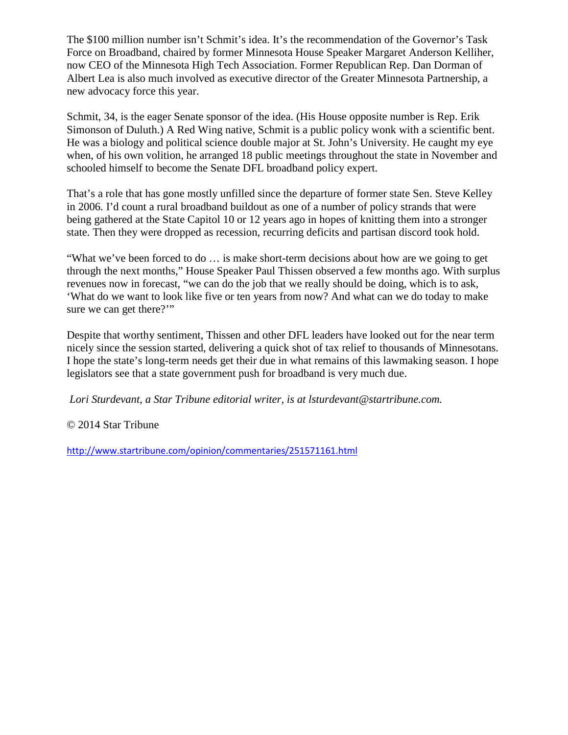The $100 million number isn't Schmit's idea. It's the recommendation of the Governor's Task Force on Broadband, chaired by former Minnesota House Speaker Margaret Anderson Kelliher, now CEO of the Minnesota High Tech Association. Former Republican Rep. Dan Dorman of Albert Lea is also much involved as executive director of the Greater Minnesota Partnership, a new advocacy force this year.

Schmit, 34, is the eager Senate sponsor of the idea. (His House opposite number is Rep. Erik Simonson of Duluth.) A Red Wing native, Schmit is a public policy wonk with a scientific bent. He was a biology and political science double major at St. John's University. He caught my eye when, of his own volition, he arranged 18 public meetings throughout the state in November and schooled himself to become the Senate DFL broadband policy expert.

That's a role that has gone mostly unfilled since the departure of former state Sen. Steve Kelley in 2006. I'd count a rural broadband buildout as one of a number of policy strands that were being gathered at the State Capitol 10 or 12 years ago in hopes of knitting them into a stronger state. Then they were dropped as recession, recurring deficits and partisan discord took hold.

"What we've been forced to do … is make short-term decisions about how are we going to get through the next months," House Speaker Paul Thissen observed a few months ago. With surplus revenues now in forecast, "we can do the job that we really should be doing, which is to ask, 'What do we want to look like five or ten years from now? And what can we do today to make sure we can get there?'"

Despite that worthy sentiment, Thissen and other DFL leaders have looked out for the near term nicely since the session started, delivering a quick shot of tax relief to thousands of Minnesotans. I hope the state's long-term needs get their due in what remains of this lawmaking season. I hope legislators see that a state government push for broadband is very much due.

*Lori Sturdevant, a Star Tribune editorial writer, is at lsturdevant@startribune.com.*

© 2014 Star Tribune

http://www.startribune.com/opinion/commentaries/251571161.html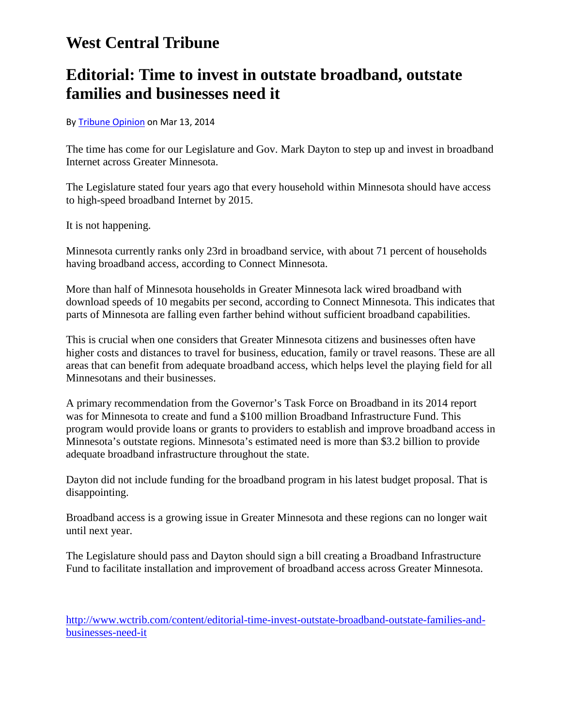# West Central Tribune

## Editorial: Time to invest in outstate broadband, outstate families and businesses need it

By [Tribune Opinion]() on Mar 13, 2014

The time has come for our Legislature and Gov. Mark Dayton to step up and invest in broadband Internet across Greater Minnesota.

The Legislature stated four years ago that every household within Minnesota should have access to high-speed broadband Internet by 2015.

It is not happening.

Minnesota currently ranks only 23rd in broadband service, with about 71 percent of households having broadband access, according to Connect Minnesota.

More than half of Minnesota households in Greater Minnesota lack wired broadband with download speeds of 10 megabits per second, according to Connect Minnesota. This indicates that parts of Minnesota are falling even farther behind without sufficient broadband capabilities.

This is crucial when one considers that Greater Minnesota citizens and businesses often have higher costs and distances to travel for business, education, family or travel reasons. These are all areas that can benefit from adequate broadband access, which helps level the playing field for all Minnesotans and their businesses.

A primary recommendation from the Governor's Task Force on Broadband in its 2014 report was for Minnesota to create and fund a $100 million Broadband Infrastructure Fund. This program would provide loans or grants to providers to establish and improve broadband access in Minnesota's outstate regions. Minnesota's estimated need is more than $3.2 billion to provide adequate broadband infrastructure throughout the state.

Dayton did not include funding for the broadband program in his latest budget proposal. That is disappointing.

Broadband access is a growing issue in Greater Minnesota and these regions can no longer wait until next year.

The Legislature should pass and Dayton should sign a bill creating a Broadband Infrastructure Fund to facilitate installation and improvement of broadband access across Greater Minnesota.

http://www.wctrib.com/content/editorial-time-invest-outstate-broadband-outstate-families-and-businesses-need-it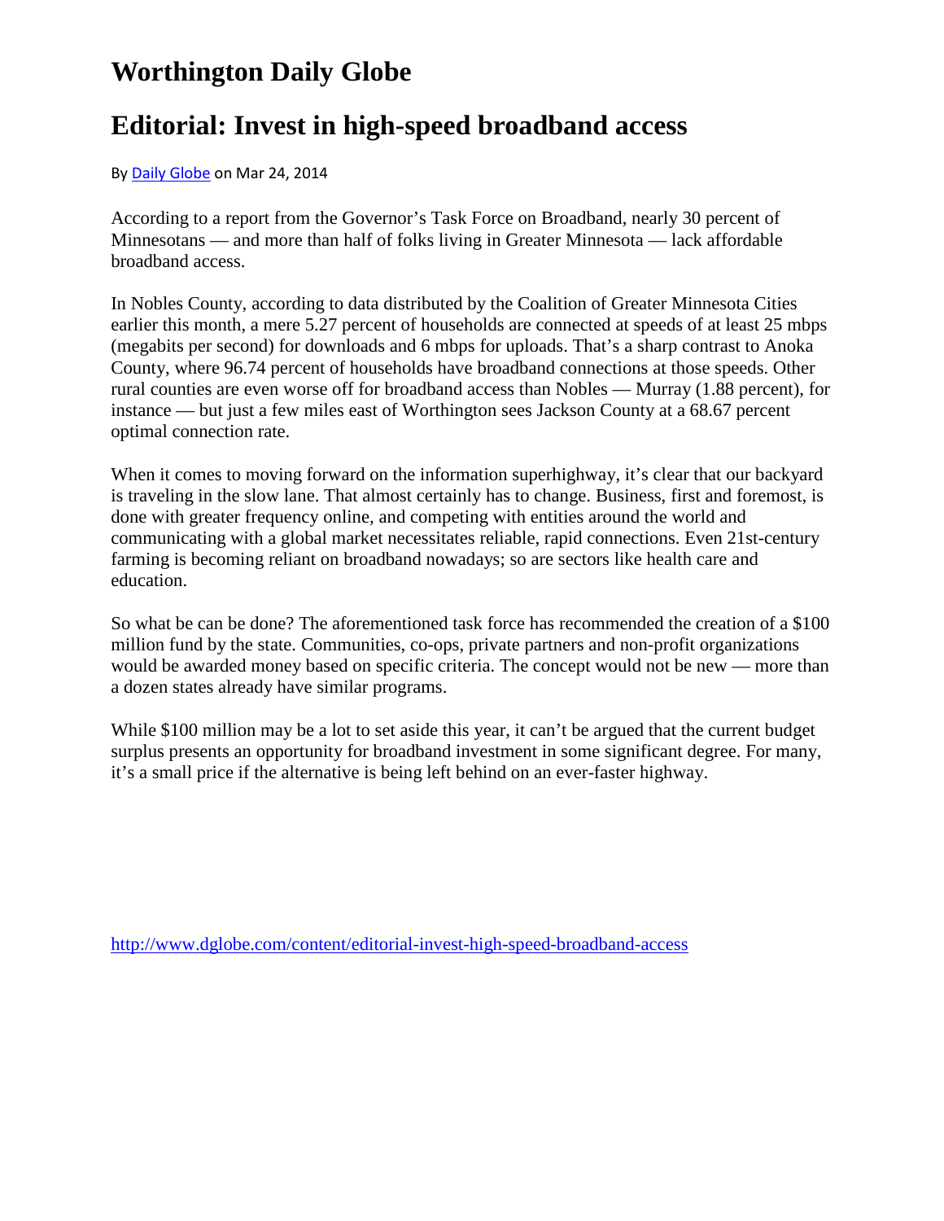# Worthington Daily Globe

## Editorial: Invest in high-speed broadband access

By Daily Globe on Mar 24, 2014

According to a report from the Governor's Task Force on Broadband, nearly 30 percent of Minnesotans — and more than half of folks living in Greater Minnesota — lack affordable broadband access.

In Nobles County, according to data distributed by the Coalition of Greater Minnesota Cities earlier this month, a mere 5.27 percent of households are connected at speeds of at least 25 mbps (megabits per second) for downloads and 6 mbps for uploads. That's a sharp contrast to Anoka County, where 96.74 percent of households have broadband connections at those speeds. Other rural counties are even worse off for broadband access than Nobles — Murray (1.88 percent), for instance — but just a few miles east of Worthington sees Jackson County at a 68.67 percent optimal connection rate.

When it comes to moving forward on the information superhighway, it's clear that our backyard is traveling in the slow lane. That almost certainly has to change. Business, first and foremost, is done with greater frequency online, and competing with entities around the world and communicating with a global market necessitates reliable, rapid connections. Even 21st-century farming is becoming reliant on broadband nowadays; so are sectors like health care and education.

So what be can be done? The aforementioned task force has recommended the creation of a $100 million fund by the state. Communities, co-ops, private partners and non-profit organizations would be awarded money based on specific criteria. The concept would not be new — more than a dozen states already have similar programs.

While $100 million may be a lot to set aside this year, it can't be argued that the current budget surplus presents an opportunity for broadband investment in some significant degree. For many, it's a small price if the alternative is being left behind on an ever-faster highway.

http://www.dglobe.com/content/editorial-invest-high-speed-broadband-access